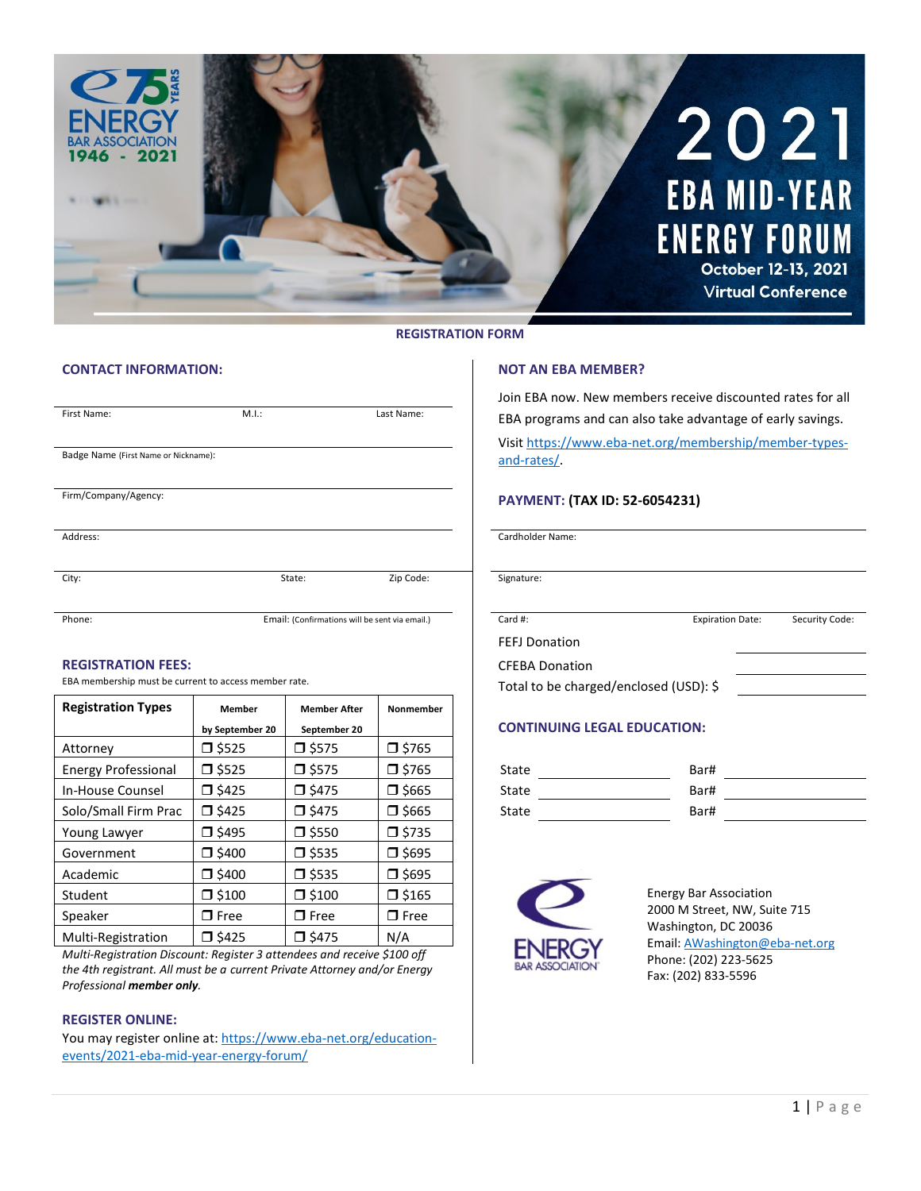75 YEARS ENERGY BAR ASSOCIATION 1946 - 2021

# 2021 EBA MID-YEAR ENERGY FORUM

**October 12-13, 2021**
**Virtual Conference**

## REGISTRATION FORM

### CONTACT INFORMATION:

First Name: M.I.: Last Name:

Badge Name (First Name or Nickname):

Firm/Company/Agency:

Address:

City: State: Zip Code:

Phone: Email: (Confirmations will be sent via email.)

### REGISTRATION FEES:

EBA membership must be current to access member rate.

| Registration Types | Member by September 20 | Member After September 20 | Nonmember |
|---|---|---|---|
| Attorney | ❒ $525 | ❒ $575 | ❒ $765 |
| Energy Professional | ❒ $525 | ❒ $575 | ❒ $765 |
| In-House Counsel | ❒ $425 | ❒ $475 | ❒ $665 |
| Solo/Small Firm Prac | ❒ $425 | ❒ $475 | ❒ $665 |
| Young Lawyer | ❒ $495 | ❒ $550 | ❒ $735 |
| Government | ❒ $400 | ❒ $535 | ❒ $695 |
| Academic | ❒ $400 | ❒ $535 | ❒ $695 |
| Student | ❒ $100 | ❒ $100 | ❒ $165 |
| Speaker | ❒ Free | ❒ Free | ❒ Free |
| Multi-Registration | ❒ $425 | ❒ $475 | N/A |

*Multi-Registration Discount: Register 3 attendees and receive $100 off the 4th registrant. All must be a current Private Attorney and/or Energy Professional* ***member only****.*

### REGISTER ONLINE:

You may register online at: https://www.eba-net.org/education-events/2021-eba-mid-year-energy-forum/

### NOT AN EBA MEMBER?

Join EBA now. New members receive discounted rates for all EBA programs and can also take advantage of early savings.

Visit https://www.eba-net.org/membership/member-types-and-rates/.

### PAYMENT: **(TAX ID: 52-6054231)**

Cardholder Name:

Signature:

Card #: Expiration Date: Security Code:

FEFJ Donation

CFEBA Donation

Total to be charged/enclosed (USD): $

### CONTINUING LEGAL EDUCATION:

State ______ Bar# ______

State ______ Bar# ______

State ______ Bar# ______

Energy Bar Association
2000 M Street, NW, Suite 715
Washington, DC 20036
Email: AWashington@eba-net.org
Phone: (202) 223-5625
Fax: (202) 833-5596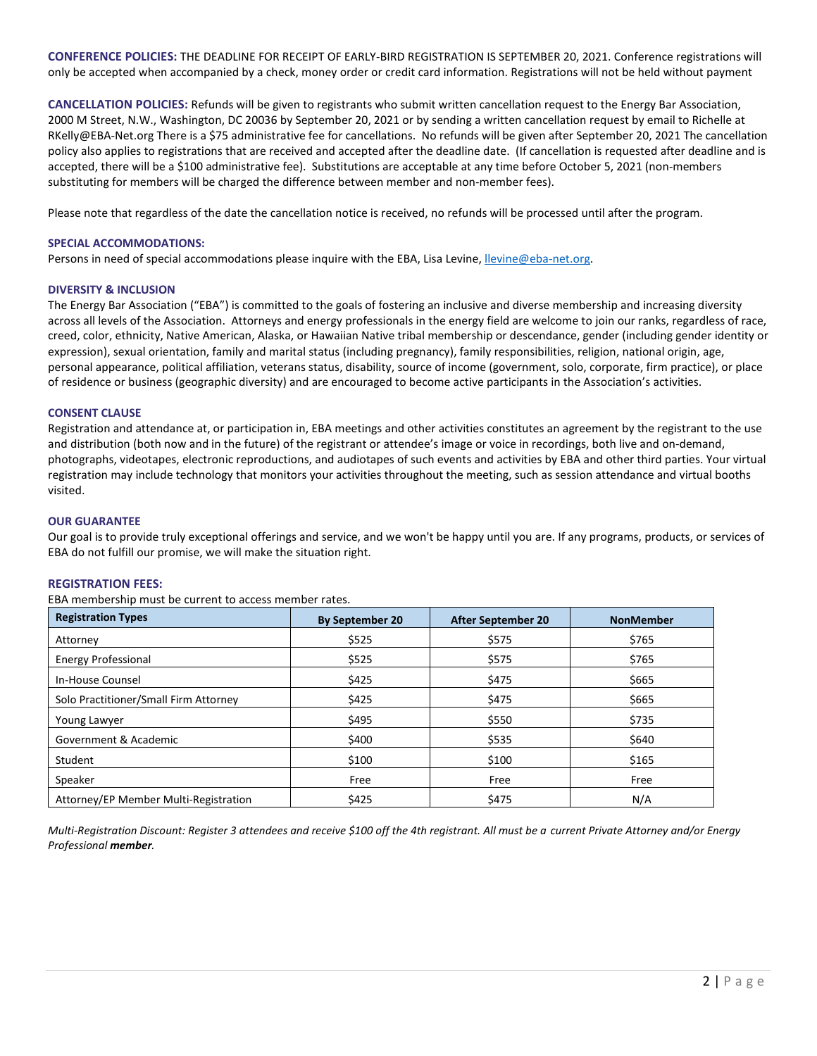**CONFERENCE POLICIES:** THE DEADLINE FOR RECEIPT OF EARLY-BIRD REGISTRATION IS SEPTEMBER 20, 2021. Conference registrations will only be accepted when accompanied by a check, money order or credit card information. Registrations will not be held without payment

**CANCELLATION POLICIES:** Refunds will be given to registrants who submit written cancellation request to the Energy Bar Association, 2000 M Street, N.W., Washington, DC 20036 by September 20, 2021 or by sending a written cancellation request by email to Richelle at RKelly@EBA-Net.org There is a $75 administrative fee for cancellations. No refunds will be given after September 20, 2021 The cancellation policy also applies to registrations that are received and accepted after the deadline date. (If cancellation is requested after deadline and is accepted, there will be a $100 administrative fee). Substitutions are acceptable at any time before October 5, 2021 (non-members substituting for members will be charged the difference between member and non-member fees).

Please note that regardless of the date the cancellation notice is received, no refunds will be processed until after the program.

### SPECIAL ACCOMMODATIONS:

Persons in need of special accommodations please inquire with the EBA, Lisa Levine, llevine@eba-net.org.

### DIVERSITY & INCLUSION

The Energy Bar Association ("EBA") is committed to the goals of fostering an inclusive and diverse membership and increasing diversity across all levels of the Association. Attorneys and energy professionals in the energy field are welcome to join our ranks, regardless of race, creed, color, ethnicity, Native American, Alaska, or Hawaiian Native tribal membership or descendance, gender (including gender identity or expression), sexual orientation, family and marital status (including pregnancy), family responsibilities, religion, national origin, age, personal appearance, political affiliation, veterans status, disability, source of income (government, solo, corporate, firm practice), or place of residence or business (geographic diversity) and are encouraged to become active participants in the Association's activities.

### CONSENT CLAUSE

Registration and attendance at, or participation in, EBA meetings and other activities constitutes an agreement by the registrant to the use and distribution (both now and in the future) of the registrant or attendee's image or voice in recordings, both live and on-demand, photographs, videotapes, electronic reproductions, and audiotapes of such events and activities by EBA and other third parties. Your virtual registration may include technology that monitors your activities throughout the meeting, such as session attendance and virtual booths visited.

### OUR GUARANTEE

Our goal is to provide truly exceptional offerings and service, and we won't be happy until you are. If any programs, products, or services of EBA do not fulfill our promise, we will make the situation right.

### REGISTRATION FEES:

EBA membership must be current to access member rates.

| Registration Types | By September 20 | After September 20 | NonMember |
|---|---|---|---|
| Attorney | $525 | $575 | $765 |
| Energy Professional | $525 | $575 | $765 |
| In-House Counsel | $425 | $475 | $665 |
| Solo Practitioner/Small Firm Attorney | $425 | $475 | $665 |
| Young Lawyer | $495 | $550 | $735 |
| Government & Academic | $400 | $535 | $640 |
| Student | $100 | $100 | $165 |
| Speaker | Free | Free | Free |
| Attorney/EP Member Multi-Registration | $425 | $475 | N/A |

*Multi-Registration Discount: Register 3 attendees and receive $100 off the 4th registrant. All must be a current Private Attorney and/or Energy Professional **member**.*